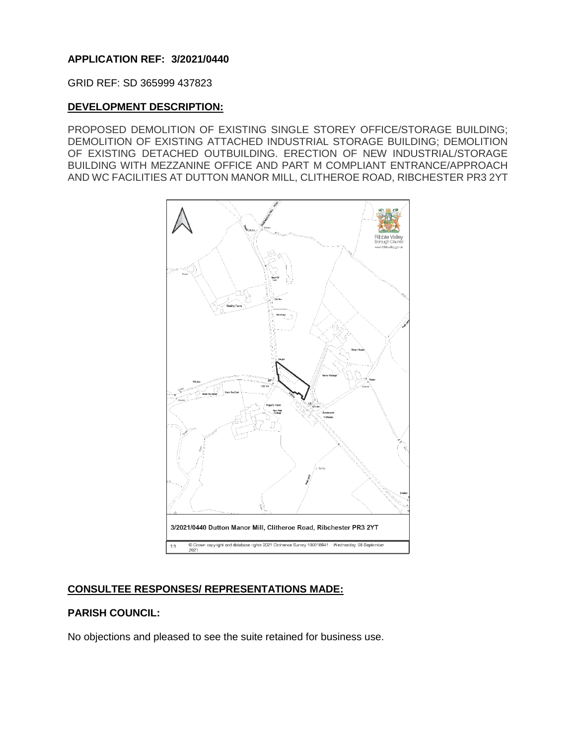**APPLICATION REF: 3/2021/0440**

GRID REF: SD 365999 437823

**DEVELOPMENT DESCRIPTION:**

PROPOSED DEMOLITION OF EXISTING SINGLE STOREY OFFICE/STORAGE BUILDING; DEMOLITION OF EXISTING ATTACHED INDUSTRIAL STORAGE BUILDING; DEMOLITION OF EXISTING DETACHED OUTBUILDING. ERECTION OF NEW INDUSTRIAL/STORAGE BUILDING WITH MEZZANINE OFFICE AND PART M COMPLIANT ENTRANCE/APPROACH AND WC FACILITIES AT DUTTON MANOR MILL, CLITHEROE ROAD, RIBCHESTER PR3 2YT

3/2021/0440 Dutton Manor Mill, Clitheroe Road, Ribchester PR3 2YT

1:1 © Crown copyright and database rights 2021 Ordnance Survey 100018641 Wednesday, 08 September 2021

**CONSULTEE RESPONSES/ REPRESENTATIONS MADE:**

**PARISH COUNCIL:**

No objections and pleased to see the suite retained for business use.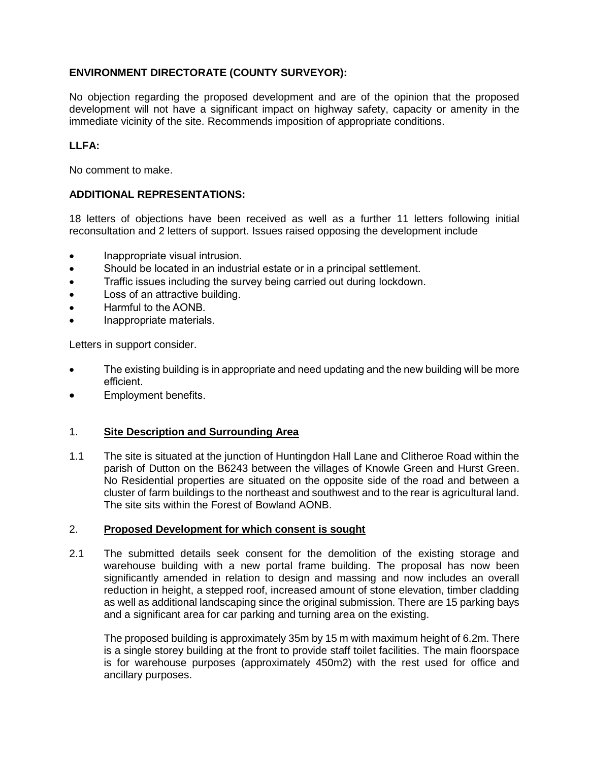**ENVIRONMENT DIRECTORATE (COUNTY SURVEYOR):**

No objection regarding the proposed development and are of the opinion that the proposed development will not have a significant impact on highway safety, capacity or amenity in the immediate vicinity of the site. Recommends imposition of appropriate conditions.

**LLFA:**

No comment to make.

**ADDITIONAL REPRESENTATIONS:**

18 letters of objections have been received as well as a further 11 letters following initial reconsultation and 2 letters of support. Issues raised opposing the development include

- Inappropriate visual intrusion.
- Should be located in an industrial estate or in a principal settlement.
- Traffic issues including the survey being carried out during lockdown.
- Loss of an attractive building.
- Harmful to the AONB.
- Inappropriate materials.

Letters in support consider.

- The existing building is in appropriate and need updating and the new building will be more efficient.
- Employment benefits.

1. **Site Description and Surrounding Area**

1.1 The site is situated at the junction of Huntingdon Hall Lane and Clitheroe Road within the parish of Dutton on the B6243 between the villages of Knowle Green and Hurst Green. No Residential properties are situated on the opposite side of the road and between a cluster of farm buildings to the northeast and southwest and to the rear is agricultural land. The site sits within the Forest of Bowland AONB.

2. **Proposed Development for which consent is sought**

2.1 The submitted details seek consent for the demolition of the existing storage and warehouse building with a new portal frame building. The proposal has now been significantly amended in relation to design and massing and now includes an overall reduction in height, a stepped roof, increased amount of stone elevation, timber cladding as well as additional landscaping since the original submission. There are 15 parking bays and a significant area for car parking and turning area on the existing.

The proposed building is approximately 35m by 15 m with maximum height of 6.2m. There is a single storey building at the front to provide staff toilet facilities. The main floorspace is for warehouse purposes (approximately 450m2) with the rest used for office and ancillary purposes.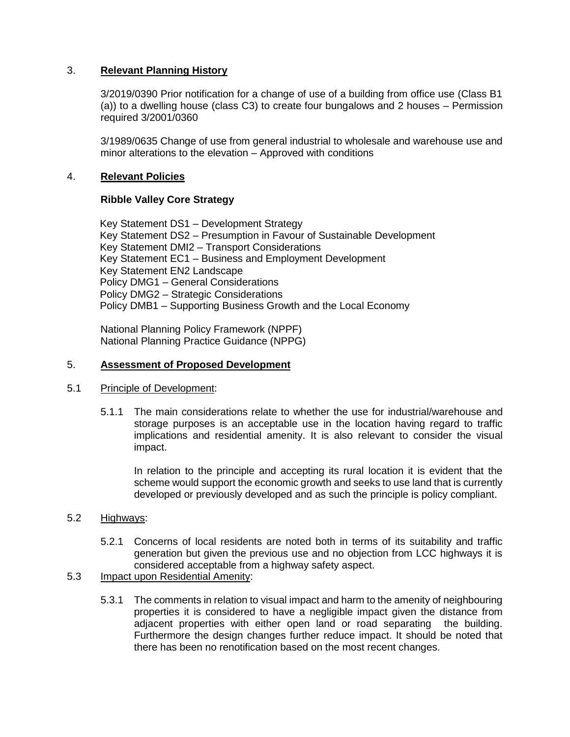## 3. **Relevant Planning History**

3/2019/0390 Prior notification for a change of use of a building from office use (Class B1 (a)) to a dwelling house (class C3) to create four bungalows and 2 houses – Permission required 3/2001/0360

3/1989/0635 Change of use from general industrial to wholesale and warehouse use and minor alterations to the elevation – Approved with conditions

## 4. **Relevant Policies**

### Ribble Valley Core Strategy

Key Statement DS1 – Development Strategy
Key Statement DS2 – Presumption in Favour of Sustainable Development
Key Statement DMI2 – Transport Considerations
Key Statement EC1 – Business and Employment Development
Key Statement EN2 Landscape
Policy DMG1 – General Considerations
Policy DMG2 – Strategic Considerations
Policy DMB1 – Supporting Business Growth and the Local Economy

National Planning Policy Framework (NPPF)
National Planning Practice Guidance (NPPG)

## 5. **Assessment of Proposed Development**

### 5.1 Principle of Development:

5.1.1 The main considerations relate to whether the use for industrial/warehouse and storage purposes is an acceptable use in the location having regard to traffic implications and residential amenity. It is also relevant to consider the visual impact.

In relation to the principle and accepting its rural location it is evident that the scheme would support the economic growth and seeks to use land that is currently developed or previously developed and as such the principle is policy compliant.

### 5.2 Highways:

5.2.1 Concerns of local residents are noted both in terms of its suitability and traffic generation but given the previous use and no objection from LCC highways it is considered acceptable from a highway safety aspect.

### 5.3 Impact upon Residential Amenity:

5.3.1 The comments in relation to visual impact and harm to the amenity of neighbouring properties it is considered to have a negligible impact given the distance from adjacent properties with either open land or road separating the building. Furthermore the design changes further reduce impact. It should be noted that there has been no renotification based on the most recent changes.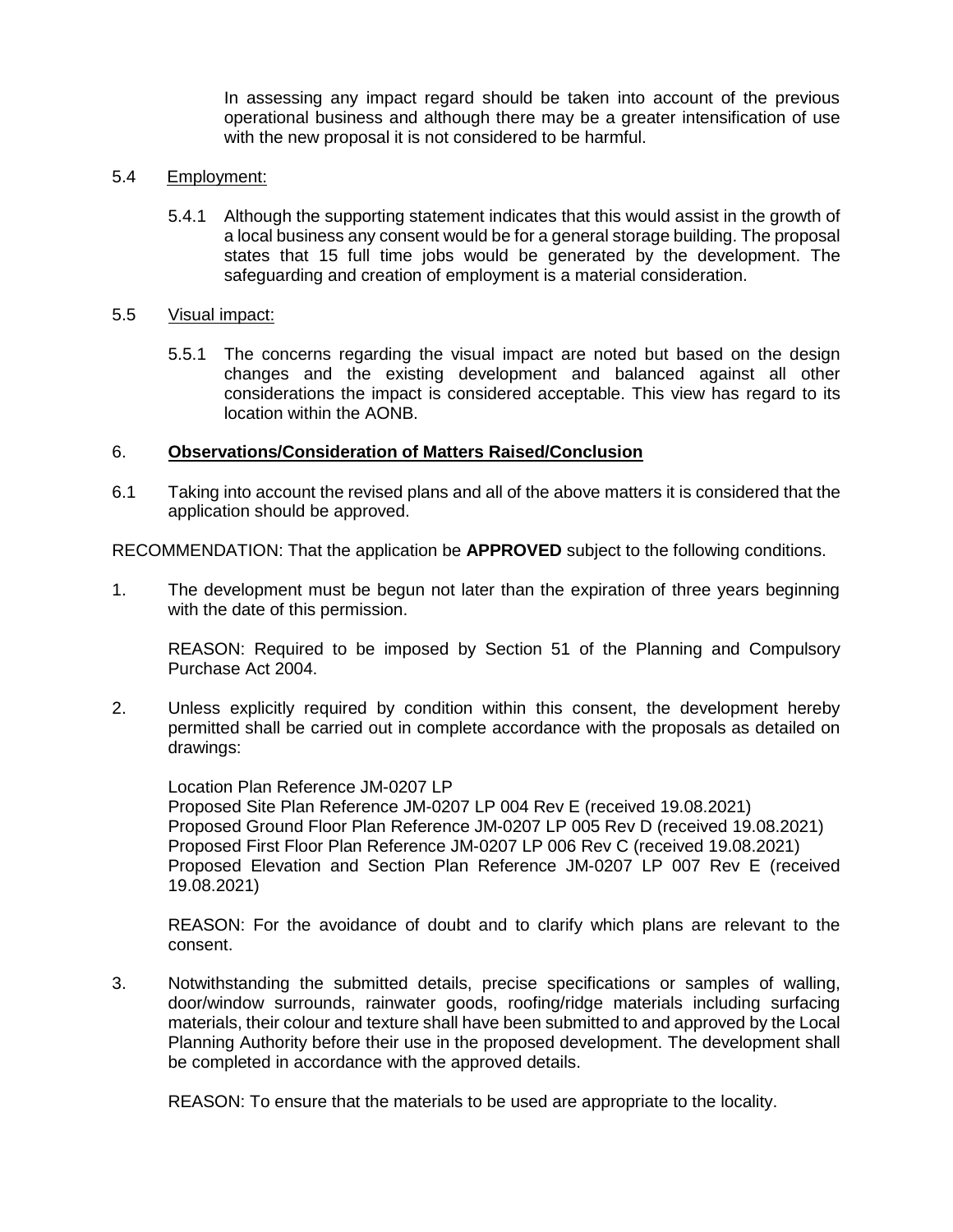In assessing any impact regard should be taken into account of the previous operational business and although there may be a greater intensification of use with the new proposal it is not considered to be harmful.

5.4 Employment:

5.4.1 Although the supporting statement indicates that this would assist in the growth of a local business any consent would be for a general storage building. The proposal states that 15 full time jobs would be generated by the development. The safeguarding and creation of employment is a material consideration.

5.5 Visual impact:

5.5.1 The concerns regarding the visual impact are noted but based on the design changes and the existing development and balanced against all other considerations the impact is considered acceptable. This view has regard to its location within the AONB.

## 6. Observations/Consideration of Matters Raised/Conclusion

6.1 Taking into account the revised plans and all of the above matters it is considered that the application should be approved.

RECOMMENDATION: That the application be **APPROVED** subject to the following conditions.

1. The development must be begun not later than the expiration of three years beginning with the date of this permission.

   REASON: Required to be imposed by Section 51 of the Planning and Compulsory Purchase Act 2004.

2. Unless explicitly required by condition within this consent, the development hereby permitted shall be carried out in complete accordance with the proposals as detailed on drawings:

   Location Plan Reference JM-0207 LP
   Proposed Site Plan Reference JM-0207 LP 004 Rev E (received 19.08.2021)
   Proposed Ground Floor Plan Reference JM-0207 LP 005 Rev D (received 19.08.2021)
   Proposed First Floor Plan Reference JM-0207 LP 006 Rev C (received 19.08.2021)
   Proposed Elevation and Section Plan Reference JM-0207 LP 007 Rev E (received 19.08.2021)

   REASON: For the avoidance of doubt and to clarify which plans are relevant to the consent.

3. Notwithstanding the submitted details, precise specifications or samples of walling, door/window surrounds, rainwater goods, roofing/ridge materials including surfacing materials, their colour and texture shall have been submitted to and approved by the Local Planning Authority before their use in the proposed development. The development shall be completed in accordance with the approved details.

   REASON: To ensure that the materials to be used are appropriate to the locality.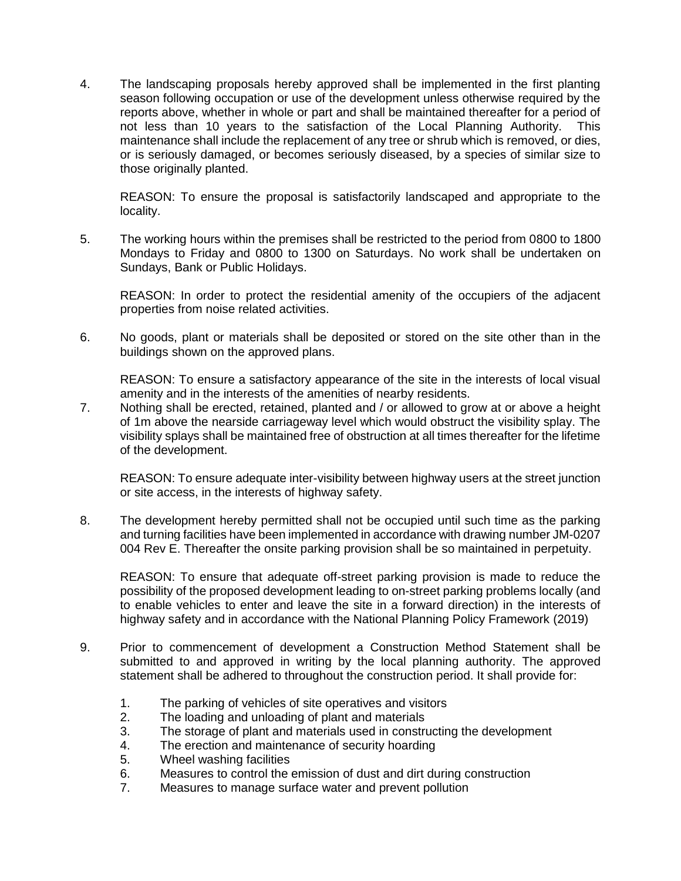4. The landscaping proposals hereby approved shall be implemented in the first planting season following occupation or use of the development unless otherwise required by the reports above, whether in whole or part and shall be maintained thereafter for a period of not less than 10 years to the satisfaction of the Local Planning Authority. This maintenance shall include the replacement of any tree or shrub which is removed, or dies, or is seriously damaged, or becomes seriously diseased, by a species of similar size to those originally planted.

   REASON: To ensure the proposal is satisfactorily landscaped and appropriate to the locality.

5. The working hours within the premises shall be restricted to the period from 0800 to 1800 Mondays to Friday and 0800 to 1300 on Saturdays. No work shall be undertaken on Sundays, Bank or Public Holidays.

   REASON: In order to protect the residential amenity of the occupiers of the adjacent properties from noise related activities.

6. No goods, plant or materials shall be deposited or stored on the site other than in the buildings shown on the approved plans.

   REASON: To ensure a satisfactory appearance of the site in the interests of local visual amenity and in the interests of the amenities of nearby residents.

7. Nothing shall be erected, retained, planted and / or allowed to grow at or above a height of 1m above the nearside carriageway level which would obstruct the visibility splay. The visibility splays shall be maintained free of obstruction at all times thereafter for the lifetime of the development.

   REASON: To ensure adequate inter-visibility between highway users at the street junction or site access, in the interests of highway safety.

8. The development hereby permitted shall not be occupied until such time as the parking and turning facilities have been implemented in accordance with drawing number JM-0207 004 Rev E. Thereafter the onsite parking provision shall be so maintained in perpetuity.

   REASON: To ensure that adequate off-street parking provision is made to reduce the possibility of the proposed development leading to on-street parking problems locally (and to enable vehicles to enter and leave the site in a forward direction) in the interests of highway safety and in accordance with the National Planning Policy Framework (2019)

9. Prior to commencement of development a Construction Method Statement shall be submitted to and approved in writing by the local planning authority. The approved statement shall be adhered to throughout the construction period. It shall provide for:

   1. The parking of vehicles of site operatives and visitors
   2. The loading and unloading of plant and materials
   3. The storage of plant and materials used in constructing the development
   4. The erection and maintenance of security hoarding
   5. Wheel washing facilities
   6. Measures to control the emission of dust and dirt during construction
   7. Measures to manage surface water and prevent pollution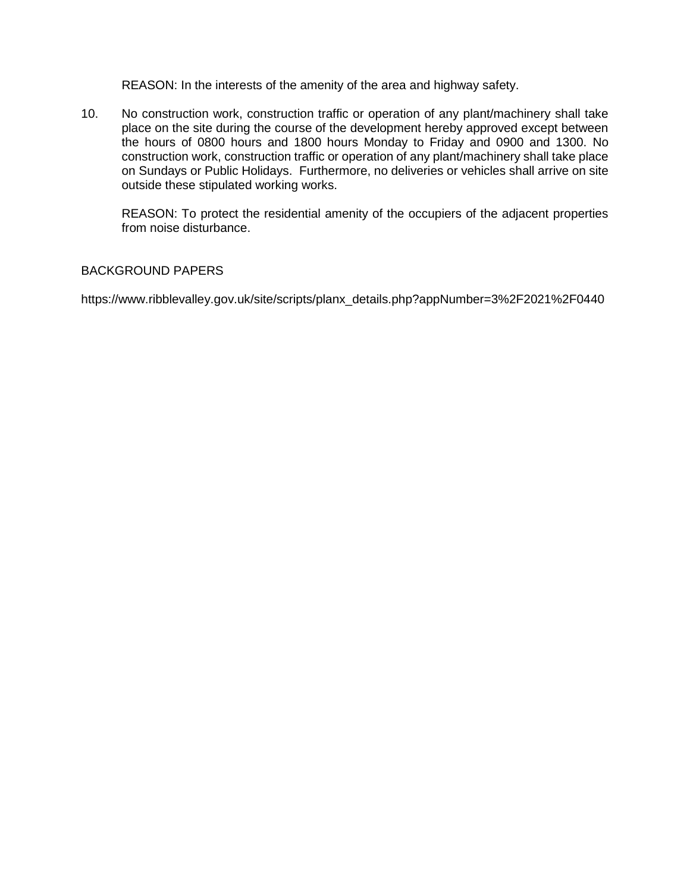REASON: In the interests of the amenity of the area and highway safety.

10. No construction work, construction traffic or operation of any plant/machinery shall take place on the site during the course of the development hereby approved except between the hours of 0800 hours and 1800 hours Monday to Friday and 0900 and 1300. No construction work, construction traffic or operation of any plant/machinery shall take place on Sundays or Public Holidays. Furthermore, no deliveries or vehicles shall arrive on site outside these stipulated working works.

    REASON: To protect the residential amenity of the occupiers of the adjacent properties from noise disturbance.

BACKGROUND PAPERS

https://www.ribblevalley.gov.uk/site/scripts/planx_details.php?appNumber=3%2F2021%2F0440